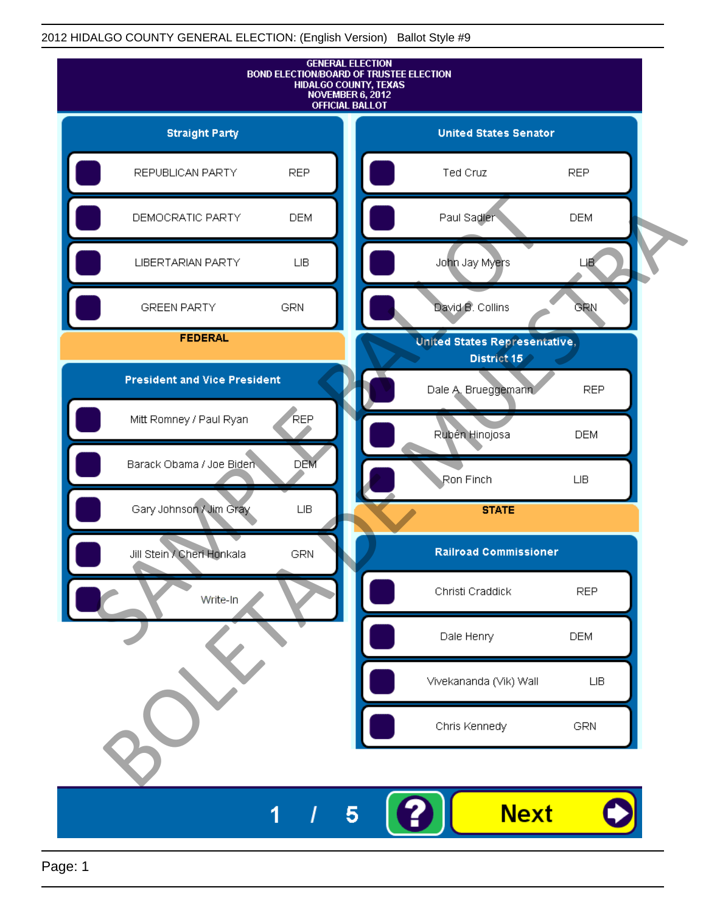2012 HIDALGO COUNTY GENERAL ELECTION: (English Version) Ballot Style #9

# GENERAL ELECTION
# BOND ELECTION/BOARD OF TRUSTEE ELECTION
# HIDALGO COUNTY, TEXAS
# NOVEMBER 6, 2012
# OFFICIAL BALLOT

## Straight Party

| Candidate | Party |
| --- | --- |
| REPUBLICAN PARTY | REP |
| DEMOCRATIC PARTY | DEM |
| LIBERTARIAN PARTY | LIB |
| GREEN PARTY | GRN |

## FEDERAL

### President and Vice President

| Candidate | Party |
| --- | --- |
| Mitt Romney / Paul Ryan | REP |
| Barack Obama / Joe Biden | DEM |
| Gary Johnson / Jim Gray | LIB |
| Jill Stein / Cheri Honkala | GRN |
| Write-In | |

### United States Senator

| Candidate | Party |
| --- | --- |
| Ted Cruz | REP |
| Paul Sadler | DEM |
| John Jay Myers | LIB |
| David B. Collins | GRN |

### United States Representative, District 15

| Candidate | Party |
| --- | --- |
| Dale A. Brueggemann | REP |
| Rubén Hinojosa | DEM |
| Ron Finch | LIB |

## STATE

### Railroad Commissioner

| Candidate | Party |
| --- | --- |
| Christi Craddick | REP |
| Dale Henry | DEM |
| Vivekananda (Vik) Wall | LIB |
| Chris Kennedy | GRN |

SAMPLE BALLOT
BOLETA DE MUESTRA

1 / 5

?

Next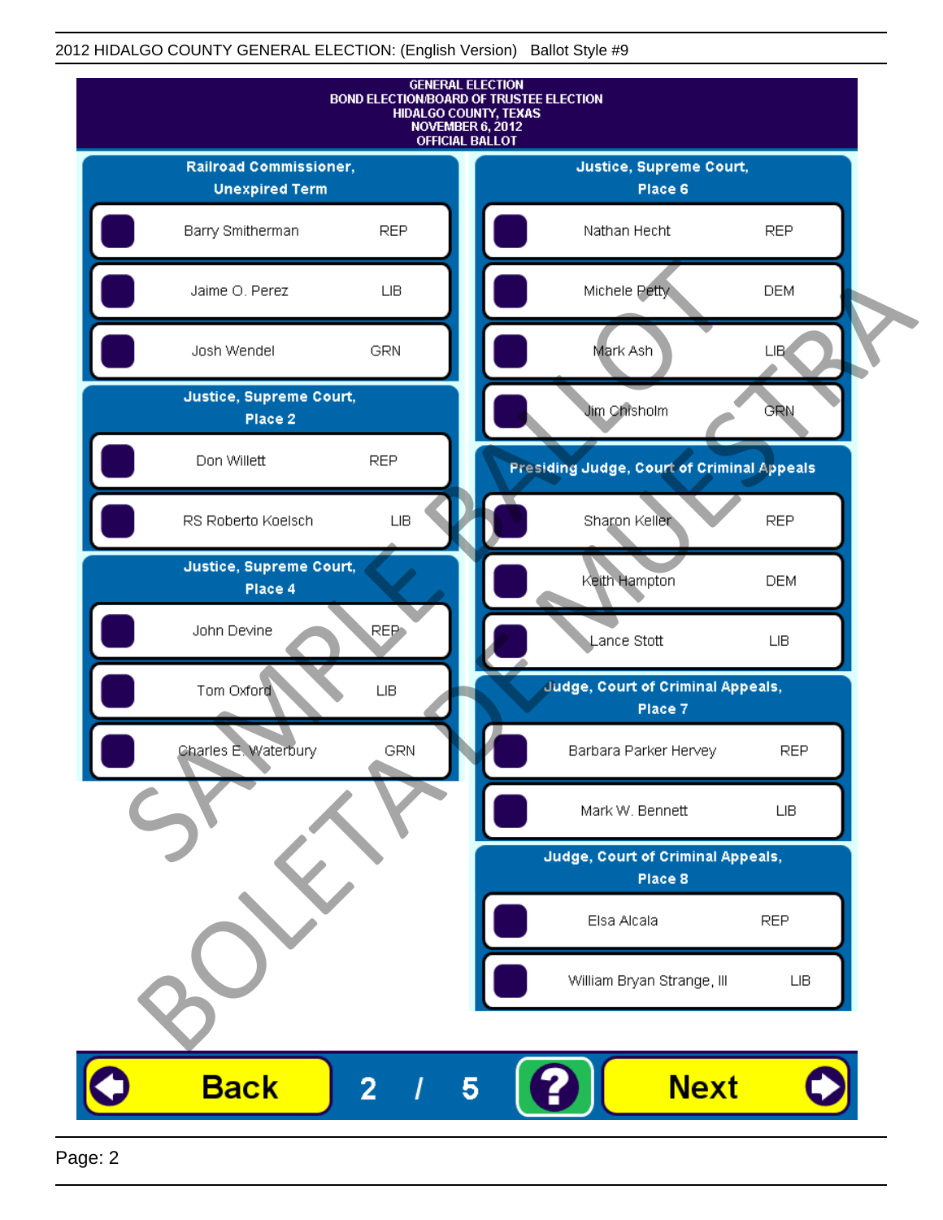2012 HIDALGO COUNTY GENERAL ELECTION: (English Version) Ballot Style #9

GENERAL ELECTION
BOND ELECTION/BOARD OF TRUSTEE ELECTION
HIDALGO COUNTY, TEXAS
NOVEMBER 6, 2012
OFFICIAL BALLOT

**Railroad Commissioner, Unexpired Term**

| Candidate | Party |
|---|---|
| Barry Smitherman | REP |
| Jaime O. Perez | LIB |
| Josh Wendel | GRN |

**Justice, Supreme Court, Place 2**

| Candidate | Party |
|---|---|
| Don Willett | REP |
| RS Roberto Koelsch | LIB |

**Justice, Supreme Court, Place 4**

| Candidate | Party |
|---|---|
| John Devine | REP |
| Tom Oxford | LIB |
| Charles E. Waterbury | GRN |

**Justice, Supreme Court, Place 6**

| Candidate | Party |
|---|---|
| Nathan Hecht | REP |
| Michele Petty | DEM |
| Mark Ash | LIB |
| Jim Chisholm | GRN |

**Presiding Judge, Court of Criminal Appeals**

| Candidate | Party |
|---|---|
| Sharon Keller | REP |
| Keith Hampton | DEM |
| Lance Stott | LIB |

**Judge, Court of Criminal Appeals, Place 7**

| Candidate | Party |
|---|---|
| Barbara Parker Hervey | REP |
| Mark W. Bennett | LIB |

**Judge, Court of Criminal Appeals, Place 8**

| Candidate | Party |
|---|---|
| Elsa Alcala | REP |
| William Bryan Strange, III | LIB |

SAMPLE BALLOT
BOLETA DE MUESTRA

Back 2 / 5 ? Next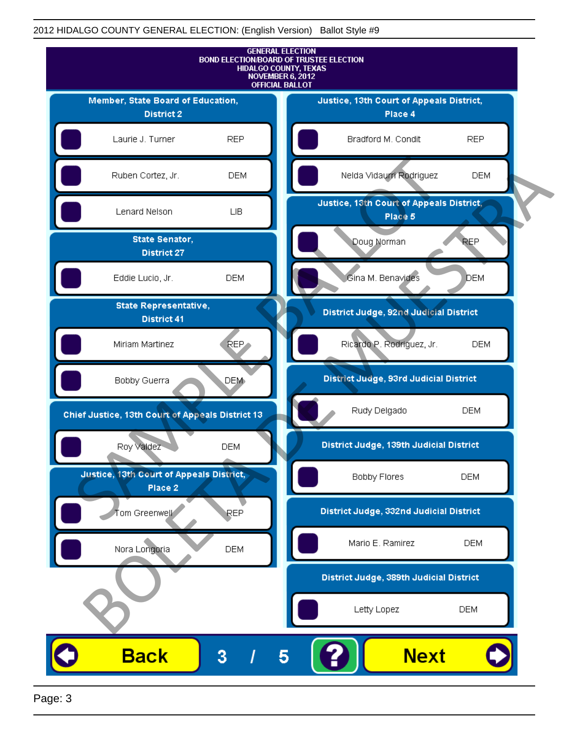2012 HIDALGO COUNTY GENERAL ELECTION: (English Version) Ballot Style #9

GENERAL ELECTION
BOND ELECTION/BOARD OF TRUSTEE ELECTION
HIDALGO COUNTY, TEXAS
NOVEMBER 6, 2012
OFFICIAL BALLOT

**Member, State Board of Education, District 2**

- Laurie J. Turner — REP
- Ruben Cortez, Jr. — DEM
- Lenard Nelson — LIB

**State Senator, District 27**

- Eddie Lucio, Jr. — DEM

**State Representative, District 41**

- Miriam Martinez — REP
- Bobby Guerra — DEM

**Chief Justice, 13th Court of Appeals District 13**

- Roy Valdez — DEM

**Justice, 13th Court of Appeals District, Place 2**

- Tom Greenwell — REP
- Nora Longoria — DEM

**Justice, 13th Court of Appeals District, Place 4**

- Bradford M. Condit — REP
- Nelda Vidaurri Rodriguez — DEM

**Justice, 13th Court of Appeals District, Place 5**

- Doug Norman — REP
- Gina M. Benavides — DEM

**District Judge, 92nd Judicial District**

- Ricardo P. Rodriguez, Jr. — DEM

**District Judge, 93rd Judicial District**

- Rudy Delgado — DEM

**District Judge, 139th Judicial District**

- Bobby Flores — DEM

**District Judge, 332nd Judicial District**

- Mario E. Ramirez — DEM

**District Judge, 389th Judicial District**

- Letty Lopez — DEM

SAMPLE BALLOT
BOLETA DE MUESTRA

Back 3 / 5 ? Next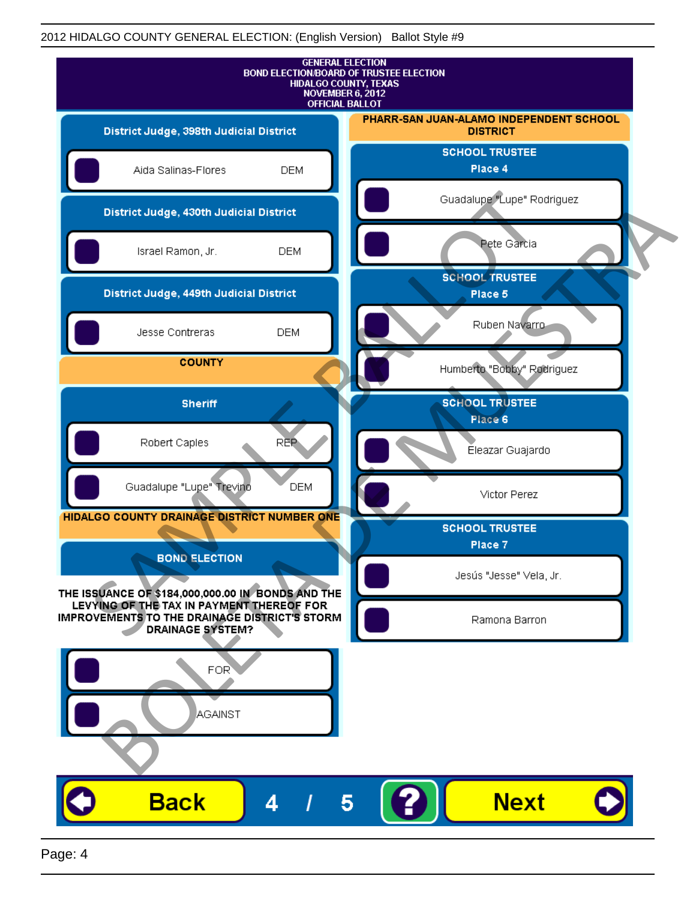2012 HIDALGO COUNTY GENERAL ELECTION: (English Version) Ballot Style #9

# GENERAL ELECTION
## BOND ELECTION/BOARD OF TRUSTEE ELECTION
## HIDALGO COUNTY, TEXAS
## NOVEMBER 6, 2012
## OFFICIAL BALLOT

### District Judge, 398th Judicial District

- Aida Salinas-Flores DEM

### District Judge, 430th Judicial District

- Israel Ramon, Jr. DEM

### District Judge, 449th Judicial District

- Jesse Contreras DEM

## COUNTY

### Sheriff

- Robert Caples REP
- Guadalupe "Lupe" Trevino DEM

## HIDALGO COUNTY DRAINAGE DISTRICT NUMBER ONE

### BOND ELECTION

**THE ISSUANCE OF $184,000,000.00 IN BONDS AND THE LEVYING OF THE TAX IN PAYMENT THEREOF FOR IMPROVEMENTS TO THE DRAINAGE DISTRICT'S STORM DRAINAGE SYSTEM?**

- FOR
- AGAINST

## PHARR-SAN JUAN-ALAMO INDEPENDENT SCHOOL DISTRICT

### SCHOOL TRUSTEE Place 4

- Guadalupe "Lupe" Rodriguez
- Pete Garcia

### SCHOOL TRUSTEE Place 5

- Ruben Navarro
- Humberto "Bobby" Rodriguez

### SCHOOL TRUSTEE Place 6

- Eleazar Guajardo
- Victor Perez

### SCHOOL TRUSTEE Place 7

- Jesús "Jesse" Vela, Jr.
- Ramona Barron

SAMPLE BALLOT BOLETA DE MUESTRA

Back 4 / 5 ? Next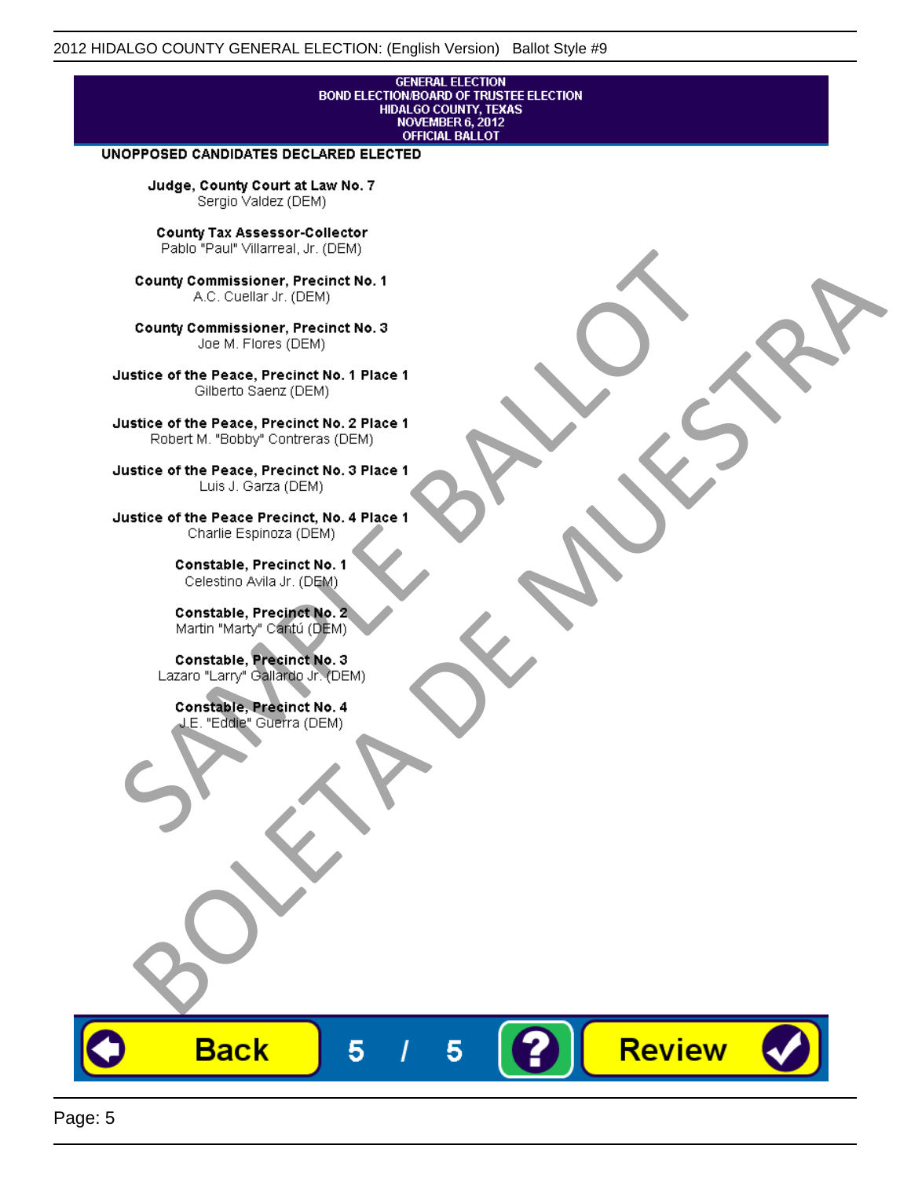GENERAL ELECTION
BOND ELECTION/BOARD OF TRUSTEE ELECTION
HIDALGO COUNTY, TEXAS
NOVEMBER 6, 2012
OFFICIAL BALLOT

## UNOPPOSED CANDIDATES DECLARED ELECTED

**Judge, County Court at Law No. 7**
Sergio Valdez (DEM)

**County Tax Assessor-Collector**
Pablo "Paul" Villarreal, Jr. (DEM)

**County Commissioner, Precinct No. 1**
A.C. Cuellar Jr. (DEM)

**County Commissioner, Precinct No. 3**
Joe M. Flores (DEM)

**Justice of the Peace, Precinct No. 1 Place 1**
Gilberto Saenz (DEM)

**Justice of the Peace, Precinct No. 2 Place 1**
Robert M. "Bobby" Contreras (DEM)

**Justice of the Peace, Precinct No. 3 Place 1**
Luis J. Garza (DEM)

**Justice of the Peace Precinct, No. 4 Place 1**
Charlie Espinoza (DEM)

**Constable, Precinct No. 1**
Celestino Avila Jr. (DEM)

**Constable, Precinct No. 2**
Martin "Marty" Cantú (DEM)

**Constable, Precinct No. 3**
Lazaro "Larry" Gallardo Jr. (DEM)

**Constable, Precinct No. 4**
J.E. "Eddie" Guerra (DEM)

SAMPLE BALLOT
BOLETA DE MUESTRA

Back 5 / 5 ? Review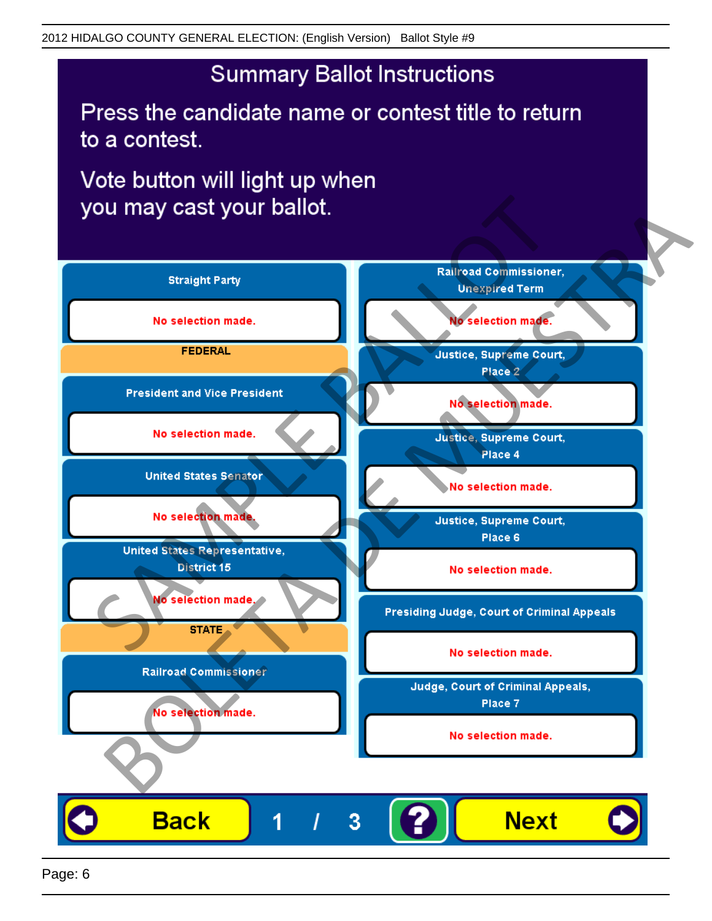# Summary Ballot Instructions

Press the candidate name or contest title to return to a contest.

Vote button will light up when you may cast your ballot.

**Straight Party**
No selection made.

**FEDERAL**

**President and Vice President**
No selection made.

**United States Senator**
No selection made.

**United States Representative, District 15**
No selection made.

**STATE**

**Railroad Commissioner**
No selection made.

**Railroad Commissioner, Unexpired Term**
No selection made.

**Justice, Supreme Court, Place 2**
No selection made.

**Justice, Supreme Court, Place 4**
No selection made.

**Justice, Supreme Court, Place 6**
No selection made.

**Presiding Judge, Court of Criminal Appeals**
No selection made.

**Judge, Court of Criminal Appeals, Place 7**
No selection made.

Back | 1 / 3 | ? | Next

SAMPLE BALLOT
BOLETA DE MUESTRA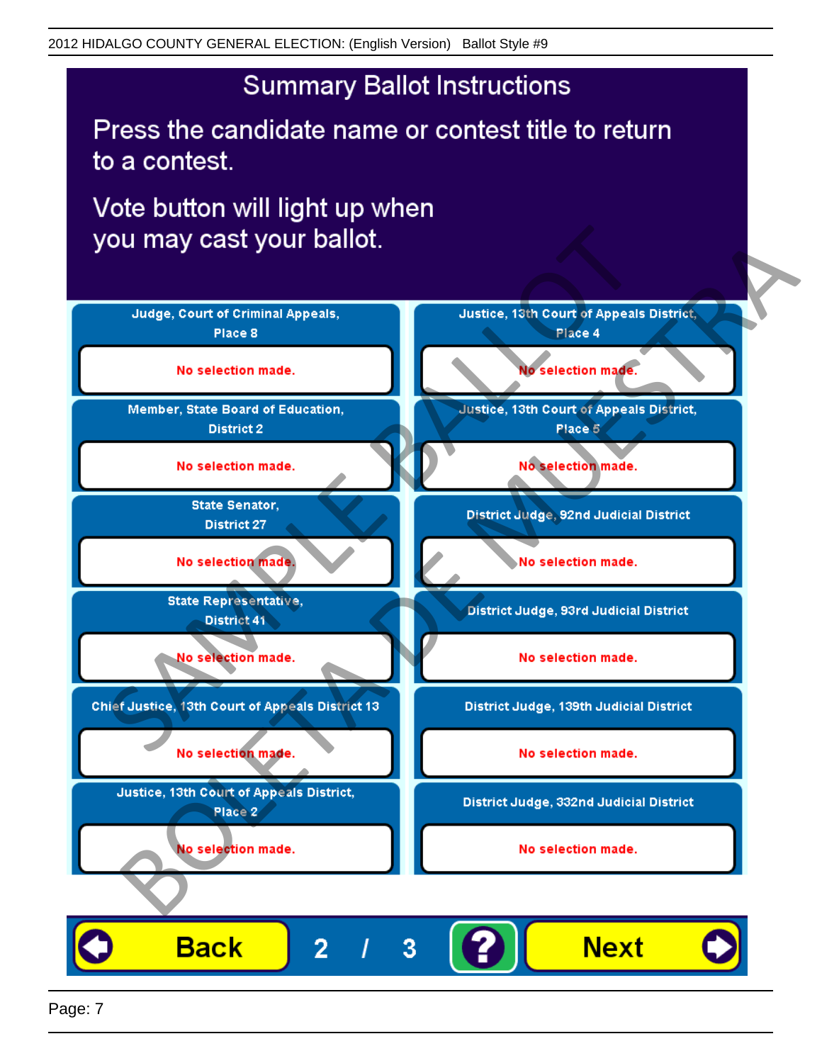2012 HIDALGO COUNTY GENERAL ELECTION: (English Version) Ballot Style #9

# Summary Ballot Instructions

Press the candidate name or contest title to return to a contest.

Vote button will light up when you may cast your ballot.

**Judge, Court of Criminal Appeals, Place 8**
No selection made.

**Member, State Board of Education, District 2**
No selection made.

**State Senator, District 27**
No selection made.

**State Representative, District 41**
No selection made.

**Chief Justice, 13th Court of Appeals District 13**
No selection made.

**Justice, 13th Court of Appeals District, Place 2**
No selection made.

**Justice, 13th Court of Appeals District, Place 4**
No selection made.

**Justice, 13th Court of Appeals District, Place 5**
No selection made.

**District Judge, 92nd Judicial District**
No selection made.

**District Judge, 93rd Judicial District**
No selection made.

**District Judge, 139th Judicial District**
No selection made.

**District Judge, 332nd Judicial District**
No selection made.

Back | 2 / 3 | ? | Next

SAMPLE BALLOT
BOLETA DE MUESTRA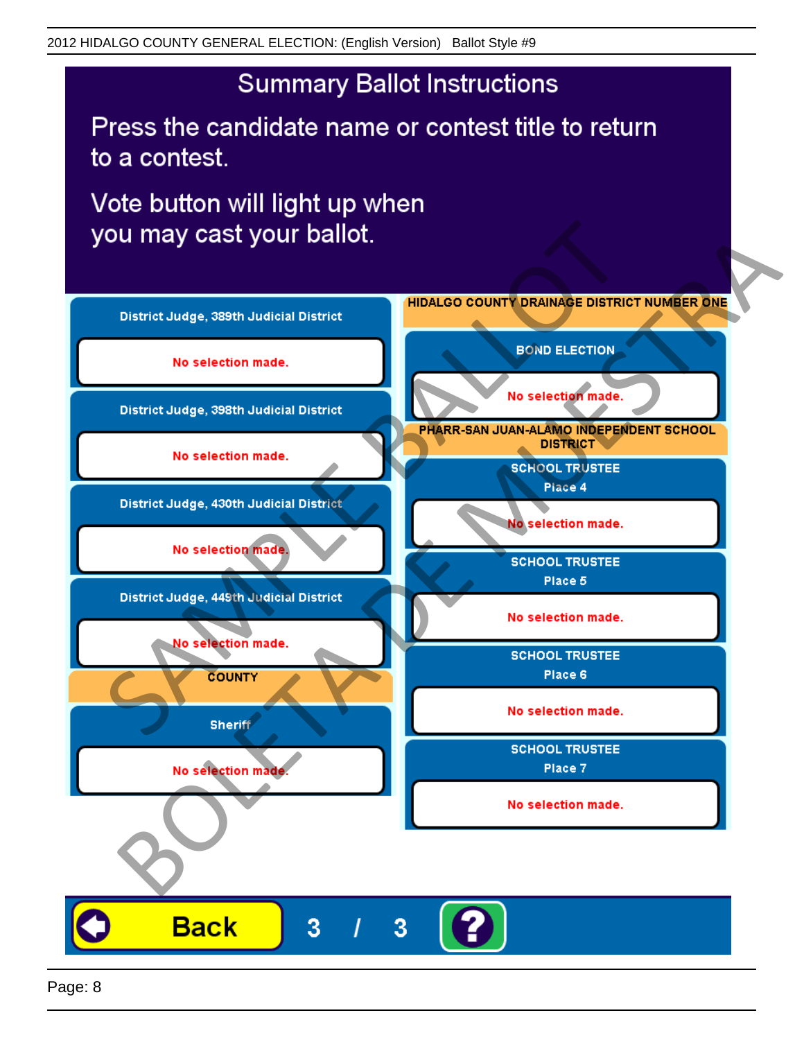2012 HIDALGO COUNTY GENERAL ELECTION: (English Version) Ballot Style #9

# Summary Ballot Instructions

Press the candidate name or contest title to return to a contest.

Vote button will light up when you may cast your ballot.

**District Judge, 389th Judicial District**

No selection made.

**District Judge, 398th Judicial District**

No selection made.

**District Judge, 430th Judicial District**

No selection made.

**District Judge, 449th Judicial District**

No selection made.

**COUNTY**

**Sheriff**

No selection made.

**HIDALGO COUNTY DRAINAGE DISTRICT NUMBER ONE**

**BOND ELECTION**

No selection made.

**PHARR-SAN JUAN-ALAMO INDEPENDENT SCHOOL DISTRICT**

**SCHOOL TRUSTEE Place 4**

No selection made.

**SCHOOL TRUSTEE Place 5**

No selection made.

**SCHOOL TRUSTEE Place 6**

No selection made.

**SCHOOL TRUSTEE Place 7**

No selection made.

Back 3 / 3 ?

SAMPLE BALLOT
BOLETA DE MUESTRA